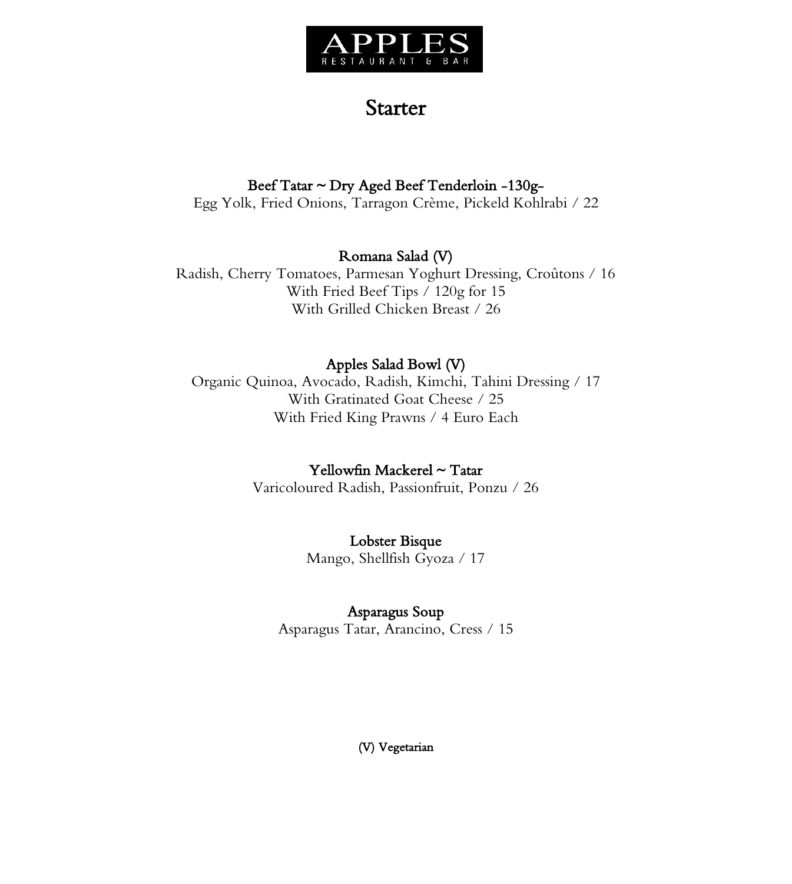# APPLES

RESTAURANT & BAR

## Starter

**Beef Tatar ~ Dry Aged Beef Tenderloin -130g-**
Egg Yolk, Fried Onions, Tarragon Crème, Pickeld Kohlrabi / 22

**Romana Salad (V)**
Radish, Cherry Tomatoes, Parmesan Yoghurt Dressing, Croûtons / 16
With Fried Beef Tips / 120g for 15
With Grilled Chicken Breast / 26

**Apples Salad Bowl (V)**
Organic Quinoa, Avocado, Radish, Kimchi, Tahini Dressing / 17
With Gratinated Goat Cheese / 25
With Fried King Prawns / 4 Euro Each

**Yellowfin Mackerel ~ Tatar**
Varicoloured Radish, Passionfruit, Ponzu / 26

**Lobster Bisque**
Mango, Shellfish Gyoza / 17

**Asparagus Soup**
Asparagus Tatar, Arancino, Cress / 15

**(V) Vegetarian**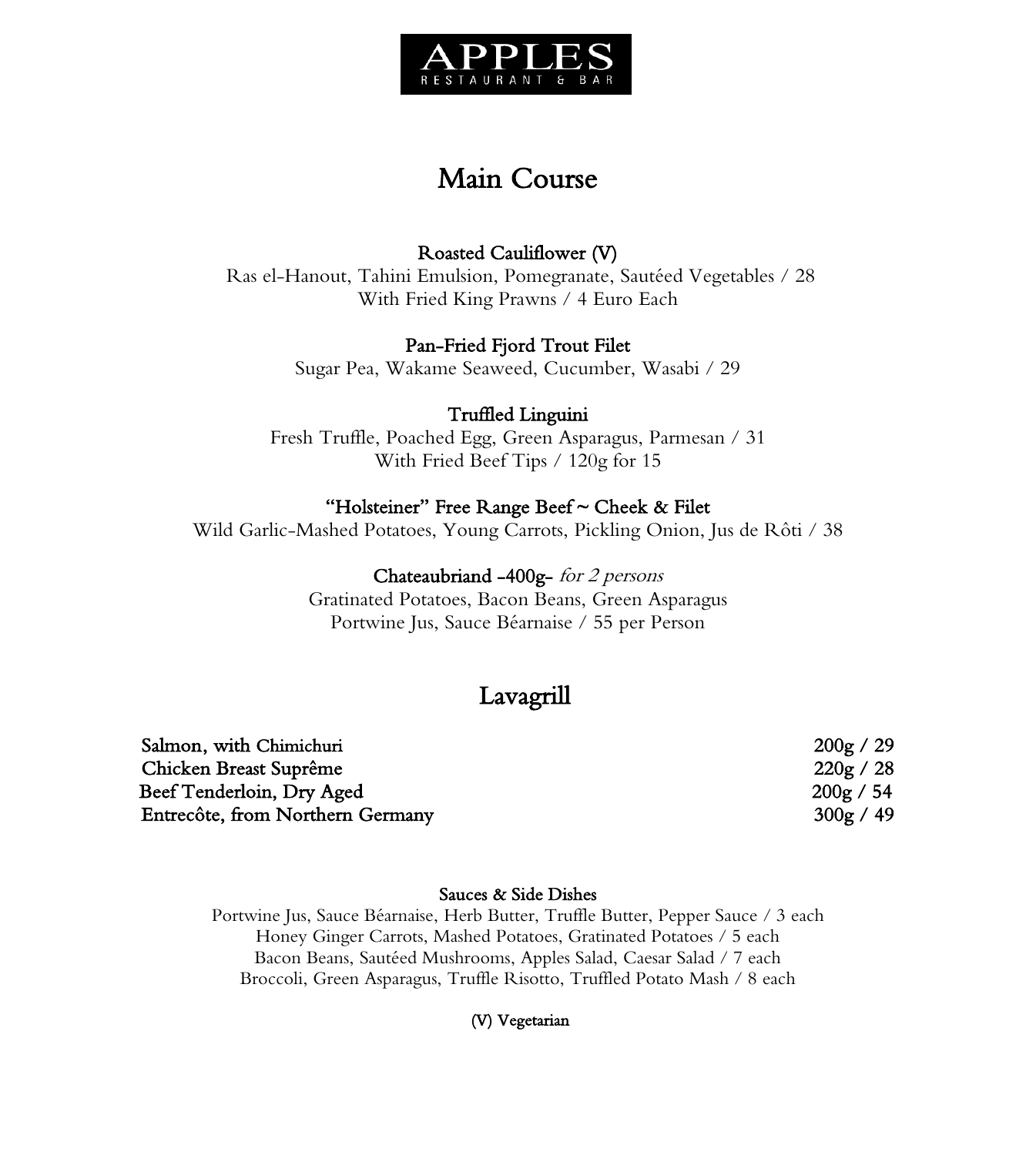# APPLES
RESTAURANT & BAR

## Main Course

**Roasted Cauliflower (V)**
Ras el-Hanout, Tahini Emulsion, Pomegranate, Sautéed Vegetables / 28
With Fried King Prawns / 4 Euro Each

**Pan-Fried Fjord Trout Filet**
Sugar Pea, Wakame Seaweed, Cucumber, Wasabi / 29

**Truffled Linguini**
Fresh Truffle, Poached Egg, Green Asparagus, Parmesan / 31
With Fried Beef Tips / 120g for 15

**"Holsteiner" Free Range Beef ~ Cheek & Filet**
Wild Garlic-Mashed Potatoes, Young Carrots, Pickling Onion, Jus de Rôti / 38

**Chateaubriand -400g-** *for 2 persons*
Gratinated Potatoes, Bacon Beans, Green Asparagus
Portwine Jus, Sauce Béarnaise / 55 per Person

## Lavagrill

| | |
|---|---|
| **Salmon, with Chimichuri** | **200g / 29** |
| **Chicken Breast Suprême** | **220g / 28** |
| **Beef Tenderloin, Dry Aged** | **200g / 54** |
| **Entrecôte, from Northern Germany** | **300g / 49** |

**Sauces & Side Dishes**
Portwine Jus, Sauce Béarnaise, Herb Butter, Truffle Butter, Pepper Sauce / 3 each
Honey Ginger Carrots, Mashed Potatoes, Gratinated Potatoes / 5 each
Bacon Beans, Sautéed Mushrooms, Apples Salad, Caesar Salad / 7 each
Broccoli, Green Asparagus, Truffle Risotto, Truffled Potato Mash / 8 each

**(V) Vegetarian**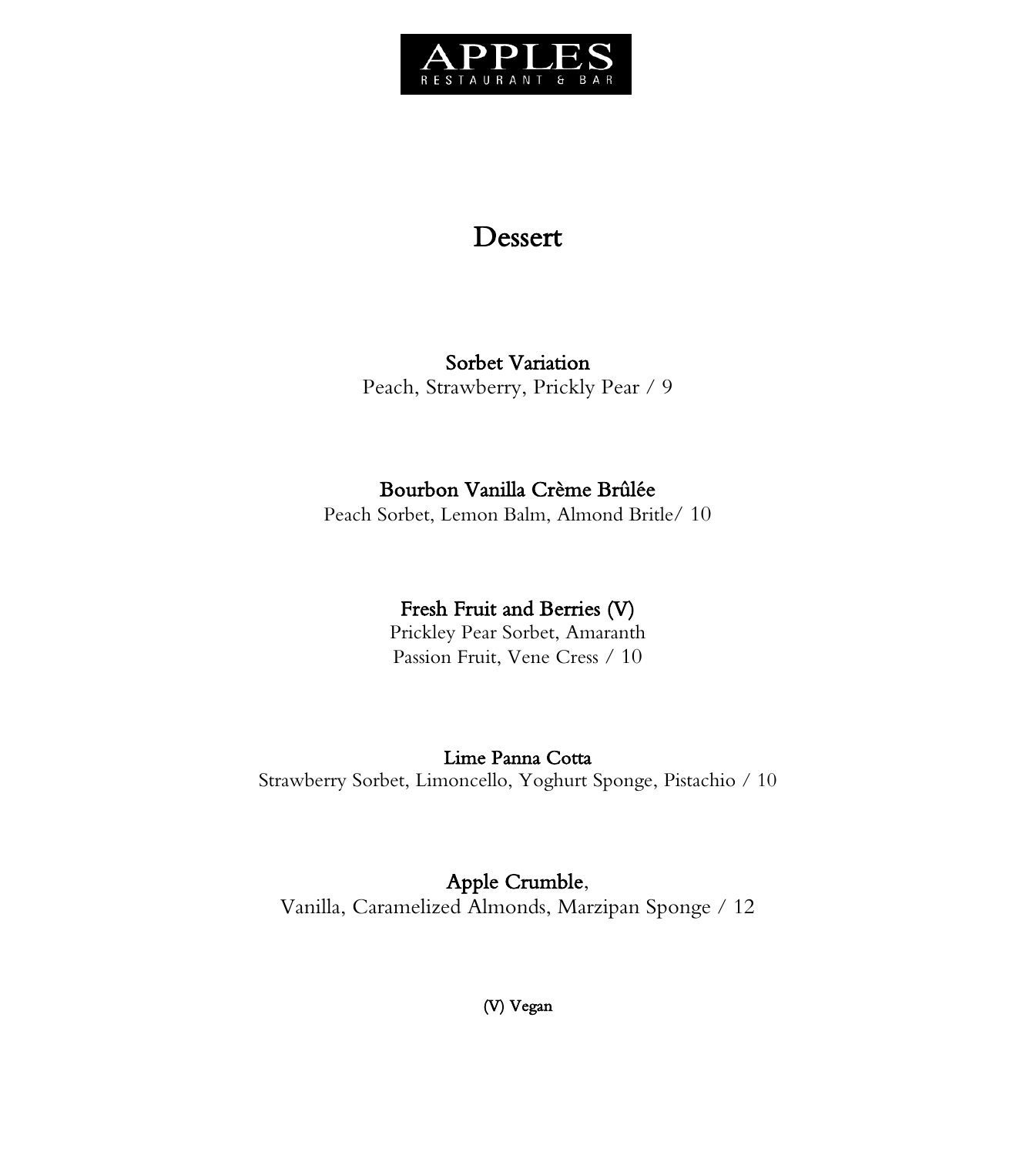# APPLES
RESTAURANT & BAR

## Dessert

**Sorbet Variation**
Peach, Strawberry, Prickly Pear / 9

**Bourbon Vanilla Crème Brûlée**
Peach Sorbet, Lemon Balm, Almond Britle/ 10

**Fresh Fruit and Berries (V)**
Prickley Pear Sorbet, Amaranth
Passion Fruit, Vene Cress / 10

**Lime Panna Cotta**
Strawberry Sorbet, Limoncello, Yoghurt Sponge, Pistachio / 10

**Apple Crumble**,
Vanilla, Caramelized Almonds, Marzipan Sponge / 12

(V) Vegan